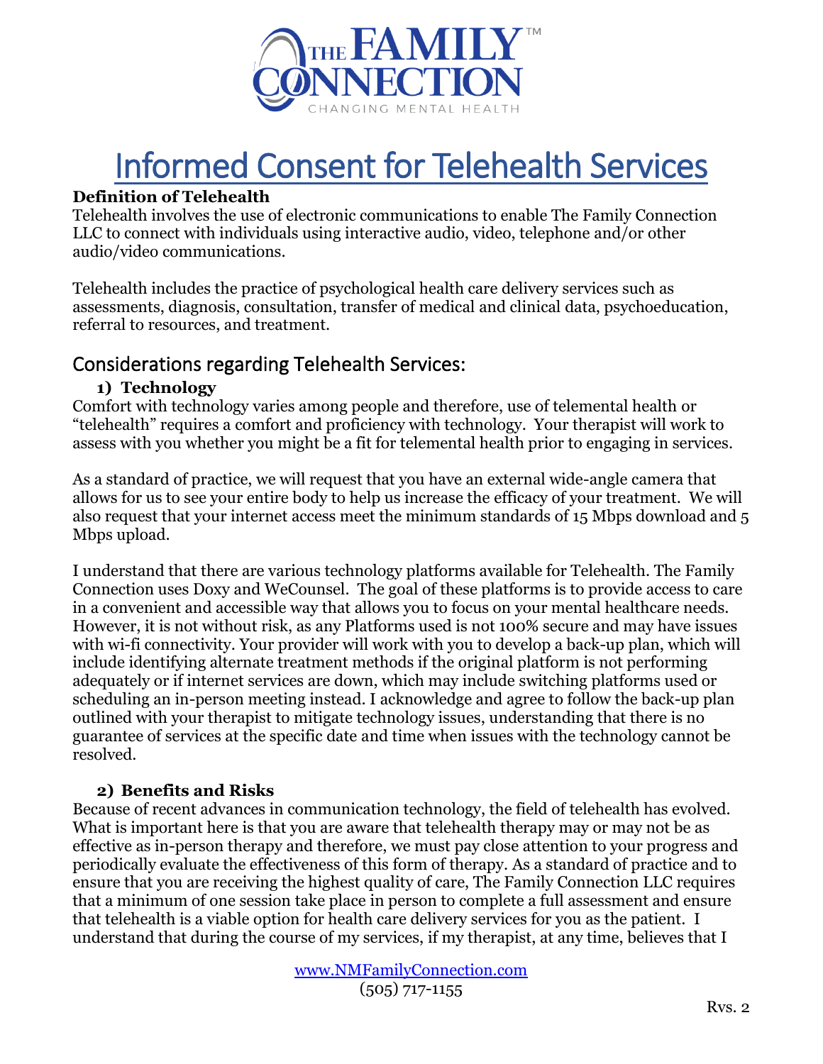# Informed Consent for Telehealth Services

**Definition of Telehealth**

Telehealth involves the use of electronic communications to enable The Family Connection LLC to connect with individuals using interactive audio, video, telephone and/or other audio/video communications.

Telehealth includes the practice of psychological health care delivery services such as assessments, diagnosis, consultation, transfer of medical and clinical data, psychoeducation, referral to resources, and treatment.

## Considerations regarding Telehealth Services:

### 1) Technology

Comfort with technology varies among people and therefore, use of telemental health or "telehealth" requires a comfort and proficiency with technology. Your therapist will work to assess with you whether you might be a fit for telemental health prior to engaging in services.

As a standard of practice, we will request that you have an external wide-angle camera that allows for us to see your entire body to help us increase the efficacy of your treatment. We will also request that your internet access meet the minimum standards of 15 Mbps download and 5 Mbps upload.

I understand that there are various technology platforms available for Telehealth. The Family Connection uses Doxy and WeCounsel. The goal of these platforms is to provide access to care in a convenient and accessible way that allows you to focus on your mental healthcare needs. However, it is not without risk, as any Platforms used is not 100% secure and may have issues with wi-fi connectivity. Your provider will work with you to develop a back-up plan, which will include identifying alternate treatment methods if the original platform is not performing adequately or if internet services are down, which may include switching platforms used or scheduling an in-person meeting instead. I acknowledge and agree to follow the back-up plan outlined with your therapist to mitigate technology issues, understanding that there is no guarantee of services at the specific date and time when issues with the technology cannot be resolved.

### 2) Benefits and Risks

Because of recent advances in communication technology, the field of telehealth has evolved. What is important here is that you are aware that telehealth therapy may or may not be as effective as in-person therapy and therefore, we must pay close attention to your progress and periodically evaluate the effectiveness of this form of therapy. As a standard of practice and to ensure that you are receiving the highest quality of care, The Family Connection LLC requires that a minimum of one session take place in person to complete a full assessment and ensure that telehealth is a viable option for health care delivery services for you as the patient. I understand that during the course of my services, if my therapist, at any time, believes that I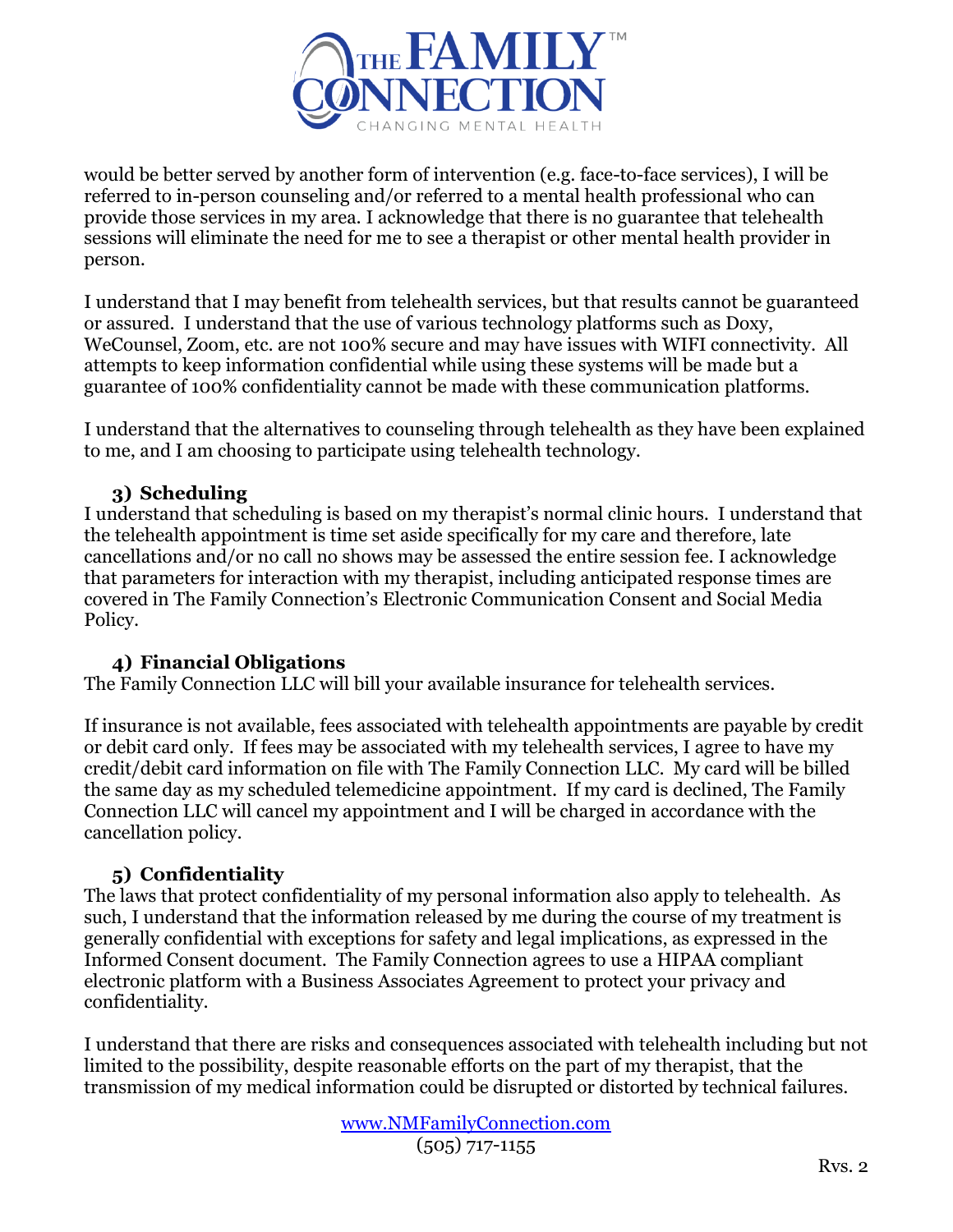would be better served by another form of intervention (e.g. face-to-face services), I will be referred to in-person counseling and/or referred to a mental health professional who can provide those services in my area. I acknowledge that there is no guarantee that telehealth sessions will eliminate the need for me to see a therapist or other mental health provider in person.

I understand that I may benefit from telehealth services, but that results cannot be guaranteed or assured. I understand that the use of various technology platforms such as Doxy, WeCounsel, Zoom, etc. are not 100% secure and may have issues with WIFI connectivity. All attempts to keep information confidential while using these systems will be made but a guarantee of 100% confidentiality cannot be made with these communication platforms.

I understand that the alternatives to counseling through telehealth as they have been explained to me, and I am choosing to participate using telehealth technology.

### 3) Scheduling

I understand that scheduling is based on my therapist's normal clinic hours. I understand that the telehealth appointment is time set aside specifically for my care and therefore, late cancellations and/or no call no shows may be assessed the entire session fee. I acknowledge that parameters for interaction with my therapist, including anticipated response times are covered in The Family Connection's Electronic Communication Consent and Social Media Policy.

### 4) Financial Obligations

The Family Connection LLC will bill your available insurance for telehealth services.

If insurance is not available, fees associated with telehealth appointments are payable by credit or debit card only. If fees may be associated with my telehealth services, I agree to have my credit/debit card information on file with The Family Connection LLC. My card will be billed the same day as my scheduled telemedicine appointment. If my card is declined, The Family Connection LLC will cancel my appointment and I will be charged in accordance with the cancellation policy.

### 5) Confidentiality

The laws that protect confidentiality of my personal information also apply to telehealth. As such, I understand that the information released by me during the course of my treatment is generally confidential with exceptions for safety and legal implications, as expressed in the Informed Consent document. The Family Connection agrees to use a HIPAA compliant electronic platform with a Business Associates Agreement to protect your privacy and confidentiality.

I understand that there are risks and consequences associated with telehealth including but not limited to the possibility, despite reasonable efforts on the part of my therapist, that the transmission of my medical information could be disrupted or distorted by technical failures.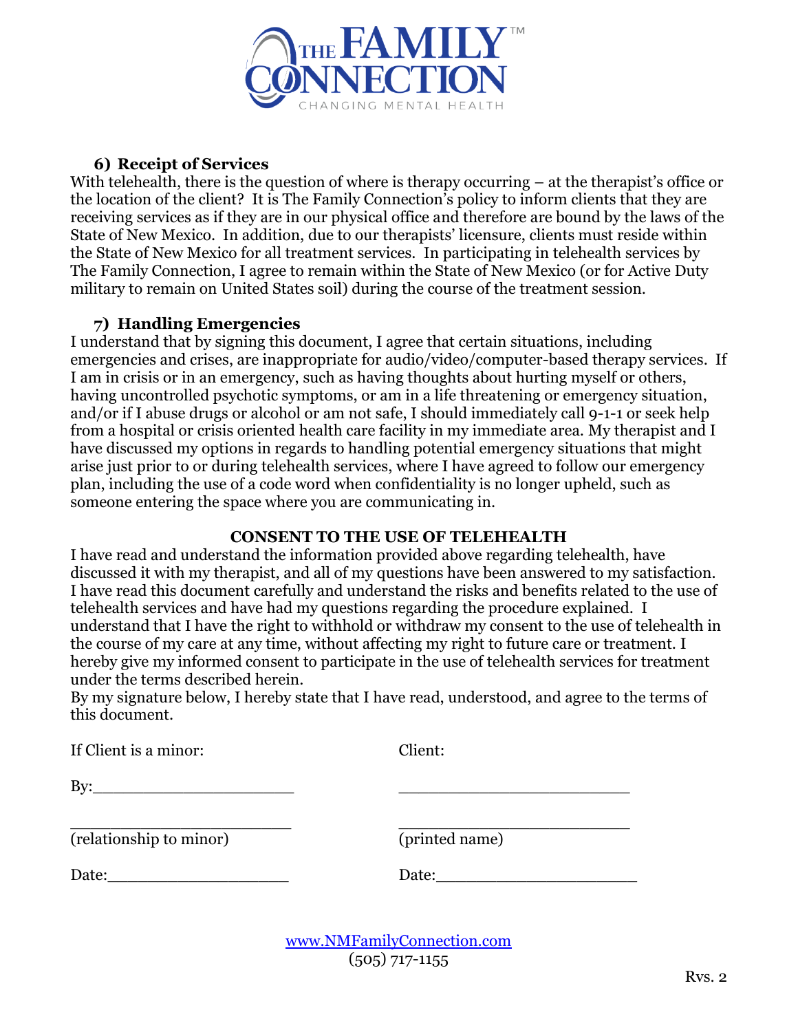THE FAMILY CONNECTION™
CHANGING MENTAL HEALTH

### 6) Receipt of Services

With telehealth, there is the question of where is therapy occurring – at the therapist's office or the location of the client? It is The Family Connection's policy to inform clients that they are receiving services as if they are in our physical office and therefore are bound by the laws of the State of New Mexico. In addition, due to our therapists' licensure, clients must reside within the State of New Mexico for all treatment services. In participating in telehealth services by The Family Connection, I agree to remain within the State of New Mexico (or for Active Duty military to remain on United States soil) during the course of the treatment session.

### 7) Handling Emergencies

I understand that by signing this document, I agree that certain situations, including emergencies and crises, are inappropriate for audio/video/computer-based therapy services. If I am in crisis or in an emergency, such as having thoughts about hurting myself or others, having uncontrolled psychotic symptoms, or am in a life threatening or emergency situation, and/or if I abuse drugs or alcohol or am not safe, I should immediately call 9-1-1 or seek help from a hospital or crisis oriented health care facility in my immediate area. My therapist and I have discussed my options in regards to handling potential emergency situations that might arise just prior to or during telehealth services, where I have agreed to follow our emergency plan, including the use of a code word when confidentiality is no longer upheld, such as someone entering the space where you are communicating in.

## CONSENT TO THE USE OF TELEHEALTH

I have read and understand the information provided above regarding telehealth, have discussed it with my therapist, and all of my questions have been answered to my satisfaction. I have read this document carefully and understand the risks and benefits related to the use of telehealth services and have had my questions regarding the procedure explained. I understand that I have the right to withhold or withdraw my consent to the use of telehealth in the course of my care at any time, without affecting my right to future care or treatment. I hereby give my informed consent to participate in the use of telehealth services for treatment under the terms described herein.
By my signature below, I hereby state that I have read, understood, and agree to the terms of this document.

If Client is a minor:

By:______________________

________________________
(relationship to minor)

Date:____________________

Client:

__________________________

__________________________
(printed name)

Date:______________________

www.NMFamilyConnection.com
(505) 717-1155

Rvs. 2